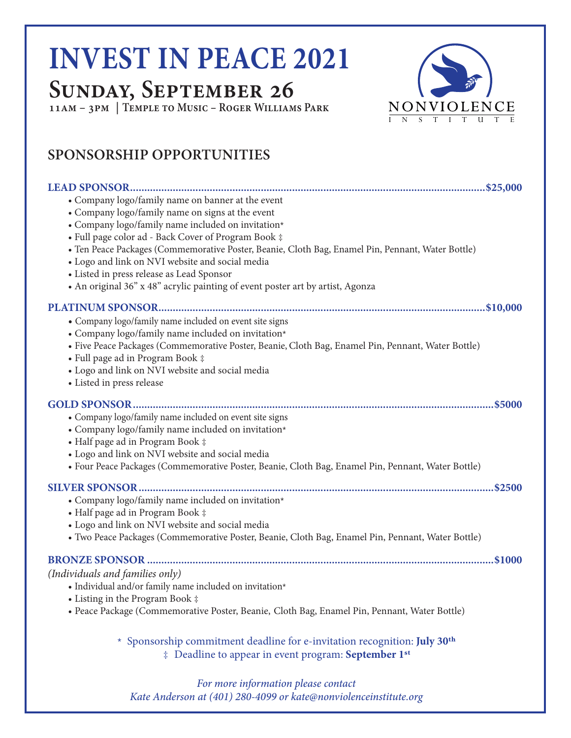# INVEST IN PEACE 2021

## Sunday, September 26

**11am – 3pm | Temple to Music – Roger Williams Park**

NONVIOLENCE INSTITUTE

## SPONSORSHIP OPPORTUNITIES

**LEAD SPONSOR............................................................................................................................$25,000**

- Company logo/family name on banner at the event
- Company logo/family name on signs at the event
- Company logo/family name included on invitation*
- Full page color ad - Back Cover of Program Book ‡
- Ten Peace Packages (Commemorative Poster, Beanie, Cloth Bag, Enamel Pin, Pennant, Water Bottle)
- Logo and link on NVI website and social media
- Listed in press release as Lead Sponsor
- An original 36” x 48” acrylic painting of event poster art by artist, Agonza

**PLATINUM SPONSOR....................................................................................................................$10,000**

- Company logo/family name included on event site signs
- Company logo/family name included on invitation*
- Five Peace Packages (Commemorative Poster, Beanie, Cloth Bag, Enamel Pin, Pennant, Water Bottle)
- Full page ad in Program Book ‡
- Logo and link on NVI website and social media
- Listed in press release

**GOLD SPONSOR..............................................................................................................................$5000**

- Company logo/family name included on event site signs
- Company logo/family name included on invitation*
- Half page ad in Program Book ‡
- Logo and link on NVI website and social media
- Four Peace Packages (Commemorative Poster, Beanie, Cloth Bag, Enamel Pin, Pennant, Water Bottle)

**SILVER SPONSOR...........................................................................................................................$2500**

- Company logo/family name included on invitation*
- Half page ad in Program Book ‡
- Logo and link on NVI website and social media
- Two Peace Packages (Commemorative Poster, Beanie, Cloth Bag, Enamel Pin, Pennant, Water Bottle)

**BRONZE SPONSOR .......................................................................................................................$1000**

*(Individuals and families only)*

- Individual and/or family name included on invitation*
- Listing in the Program Book ‡
- Peace Package (Commemorative Poster, Beanie, Cloth Bag, Enamel Pin, Pennant, Water Bottle)

\* Sponsorship commitment deadline for e-invitation recognition: **July 30th**

‡ Deadline to appear in event program: **September 1st**

*For more information please contact*
*Kate Anderson at (401) 280-4099 or kate@nonviolenceinstitute.org*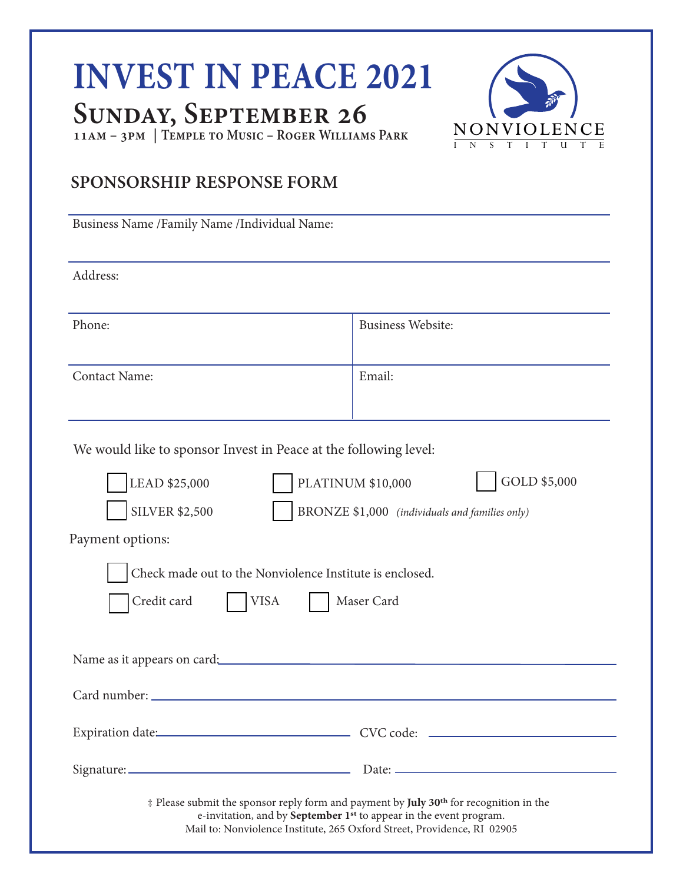# INVEST IN PEACE 2021

## Sunday, September 26

11AM – 3PM | Temple to Music – Roger Williams Park

NONVIOLENCE INSTITUTE

## SPONSORSHIP RESPONSE FORM

Business Name /Family Name /Individual Name:

Address:

| | |
|---|---|
| Phone: | Business Website: |
| Contact Name: | Email: |

We would like to sponsor Invest in Peace at the following level:

☐ LEAD $25,000 ☐ PLATINUM $10,000 ☐ GOLD $5,000

☐ SILVER $2,500 ☐ BRONZE $1,000 *(individuals and families only)*

Payment options:

☐ Check made out to the Nonviolence Institute is enclosed.

☐ Credit card ☐ VISA ☐ Maser Card

Name as it appears on card: ______________________________

Card number: ______________________________

Expiration date: ______________________________ CVC code: ______________________________

Signature: ______________________________ Date: ______________________________

‡ Please submit the sponsor reply form and payment by **July 30th** for recognition in the e-invitation, and by **September 1st** to appear in the event program.

Mail to: Nonviolence Institute, 265 Oxford Street, Providence, RI 02905